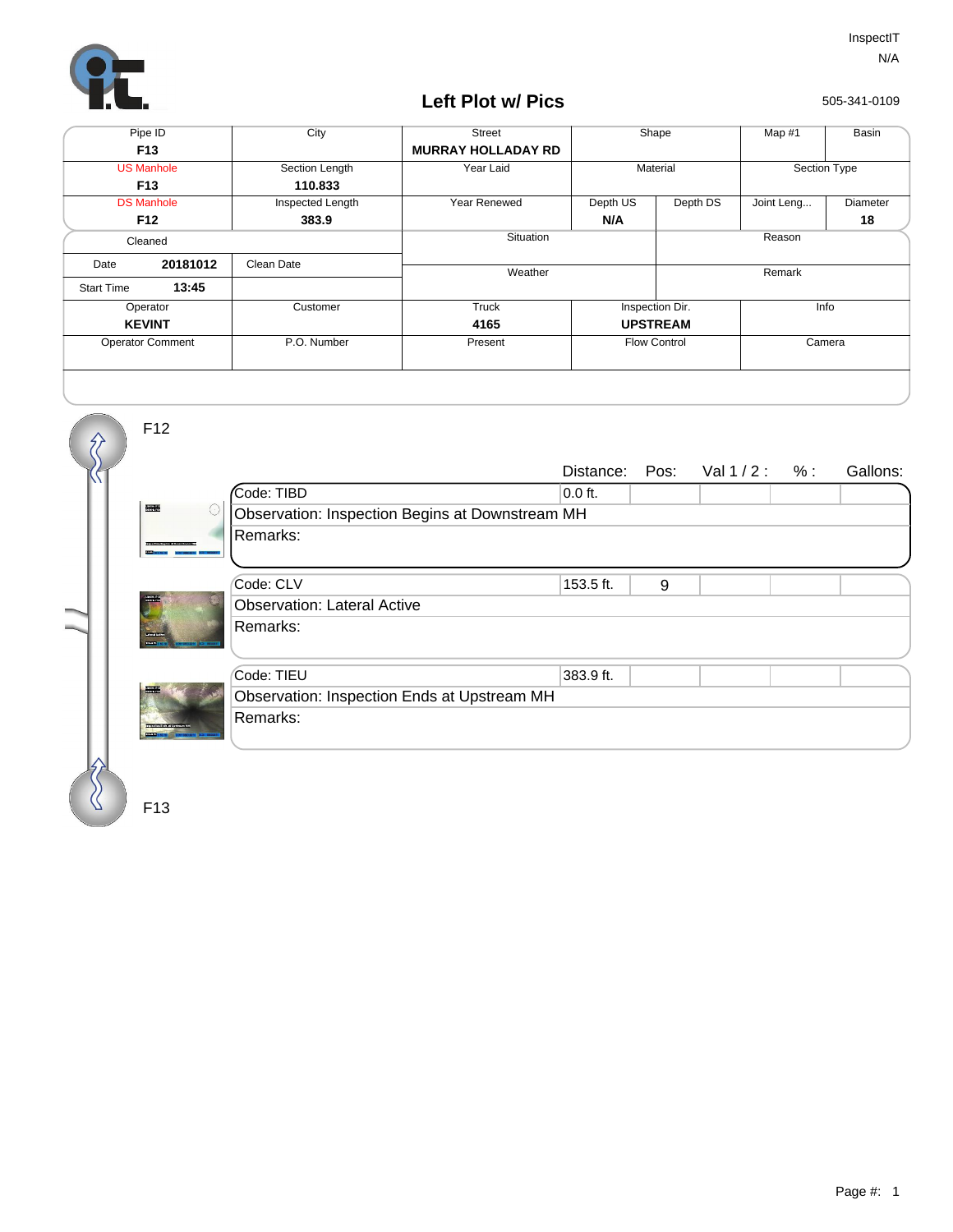InspectIT
N/A

505-341-0109

# Left Plot w/ Pics

| Pipe ID | City | Street | Shape | | Map #1 | Basin |
|---|---|---|---|---|---|---|
| **F13** | | **MURRAY HOLLADAY RD** | | | | |
| US Manhole | Section Length | Year Laid | Material | | Section Type | |
| **F13** | **110.833** | | | | | |
| DS Manhole | Inspected Length | Year Renewed | Depth US | Depth DS | Joint Leng... | Diameter |
| **F12** | **383.9** | | **N/A** | | | **18** |

| Cleaned | | Situation | Reason |
|---|---|---|---|
| Date **20181012** | Clean Date | Weather | Remark |
| Start Time **13:45** | | | |

| Operator | Customer | Truck | Inspection Dir. | Info |
|---|---|---|---|---|
| **KEVINT** | | **4165** | **UPSTREAM** | |
| Operator Comment | P.O. Number | Present | Flow Control | Camera |

F12

| Code | Distance: | Pos: | Val 1 / 2 : | % : | Gallons: |
|---|---|---|---|---|---|
| Code: TIBD | 0.0 ft. | | | | |
| Observation: Inspection Begins at Downstream MH | | | | | |
| Remarks: | | | | | |
| Code: CLV | 153.5 ft. | 9 | | | |
| Observation: Lateral Active | | | | | |
| Remarks: | | | | | |
| Code: TIEU | 383.9 ft. | | | | |
| Observation: Inspection Ends at Upstream MH | | | | | |
| Remarks: | | | | | |

F13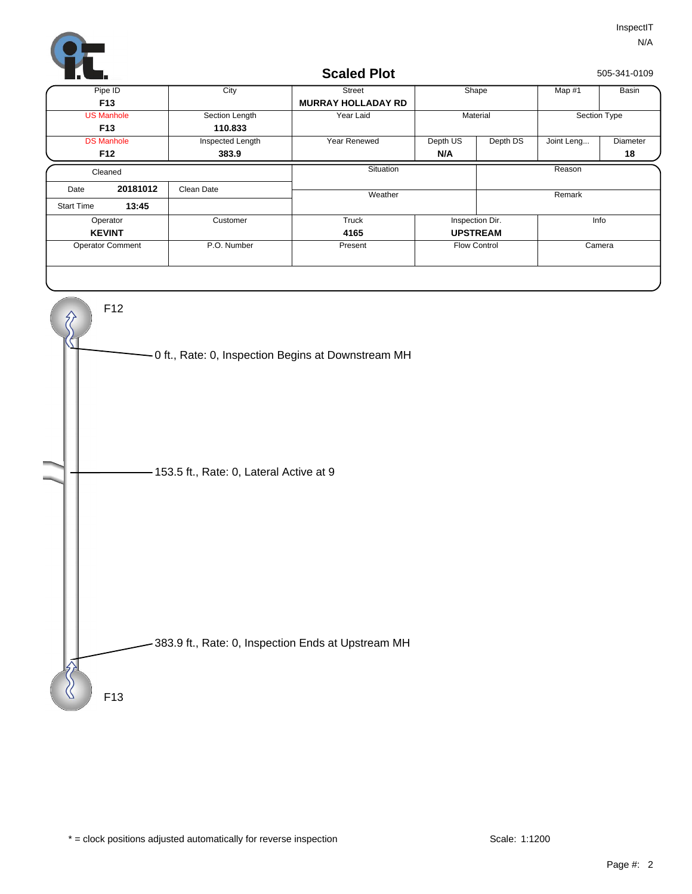InspectIT
N/A

## Scaled Plot

505-341-0109

| Pipe ID | City | Street | Shape | | Map #1 | Basin |
|---|---|---|---|---|---|---|
| **F13** | | **MURRAY HOLLADAY RD** | | | | |
| US Manhole | Section Length | Year Laid | Material | | Section Type | |
| **F13** | **110.833** | | | | | |
| DS Manhole | Inspected Length | Year Renewed | Depth US | Depth DS | Joint Leng... | Diameter |
| **F12** | **383.9** | | **N/A** | | | **18** |

| Cleaned | | Situation | Reason |
|---|---|---|---|
| Date **20181012** | Clean Date | Weather | Remark |
| Start Time **13:45** | | | |
| Operator | Customer | Truck | Inspection Dir. | Info |
| **KEVINT** | | **4165** | **UPSTREAM** | |
| Operator Comment | P.O. Number | Present | Flow Control | Camera |

F12

0 ft., Rate: 0, Inspection Begins at Downstream MH

153.5 ft., Rate: 0, Lateral Active at 9

383.9 ft., Rate: 0, Inspection Ends at Upstream MH

F13

* = clock positions adjusted automatically for reverse inspection

Scale: 1:1200